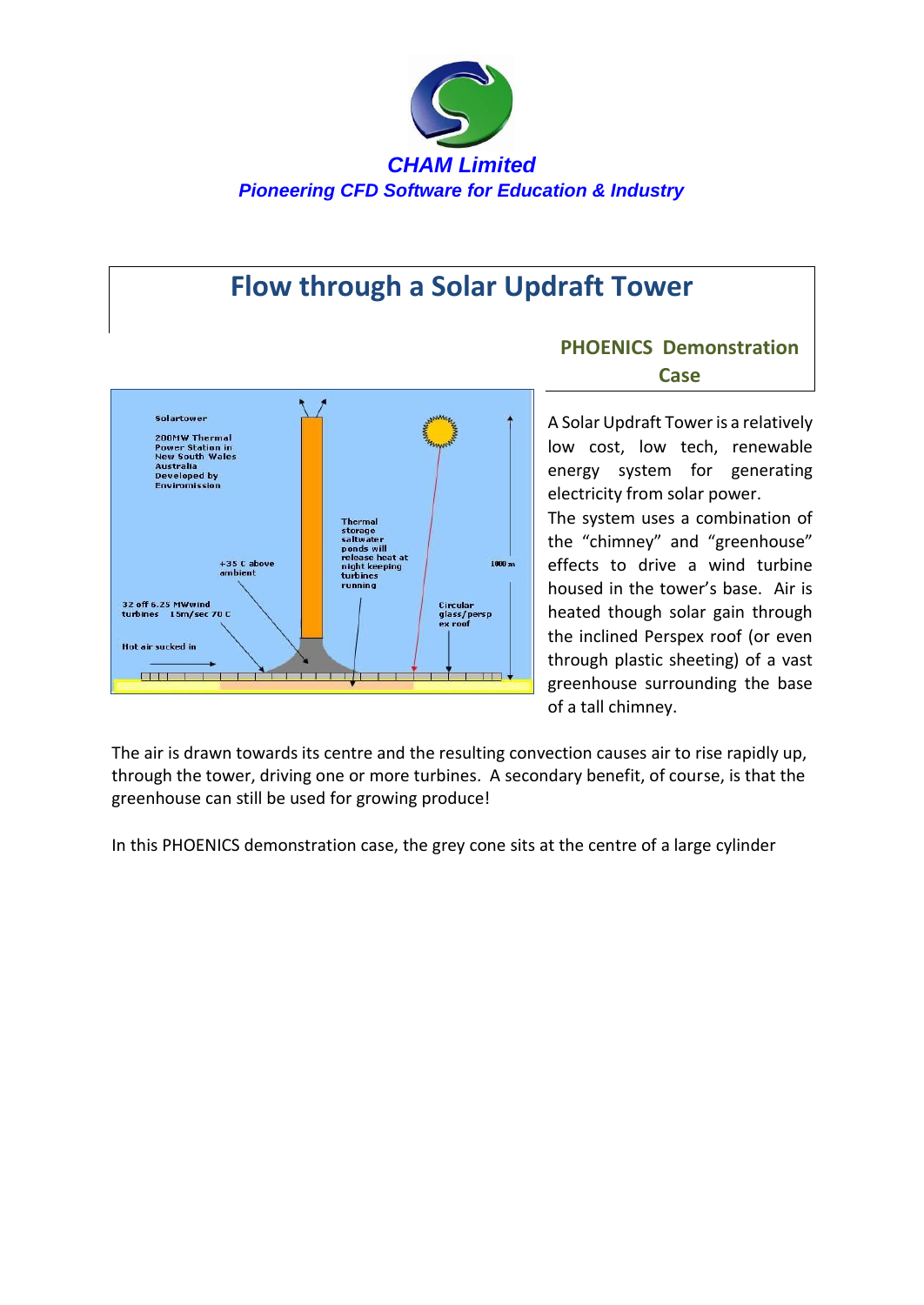**CAM Limited**

*Pioneering CFD Software for Education & Industry*

# Flow through a Solar Updraft Tower

## PHOENICS Demonstration Case

A Solar Updraft Tower is a relatively low cost, low tech, renewable energy system for generating electricity from solar power.

The system uses a combination of the "chimney" and "greenhouse" effects to drive a wind turbine housed in the tower's base. Air is heated though solar gain through the inclined Perspex roof (or even through plastic sheeting) of a vast greenhouse surrounding the base of a tall chimney.

The air is drawn towards its centre and the resulting convection causes air to rise rapidly up, through the tower, driving one or more turbines. A secondary benefit, of course, is that the greenhouse can still be used for growing produce!

In this PHOENICS demonstration case, the grey cone sits at the centre of a large cylinder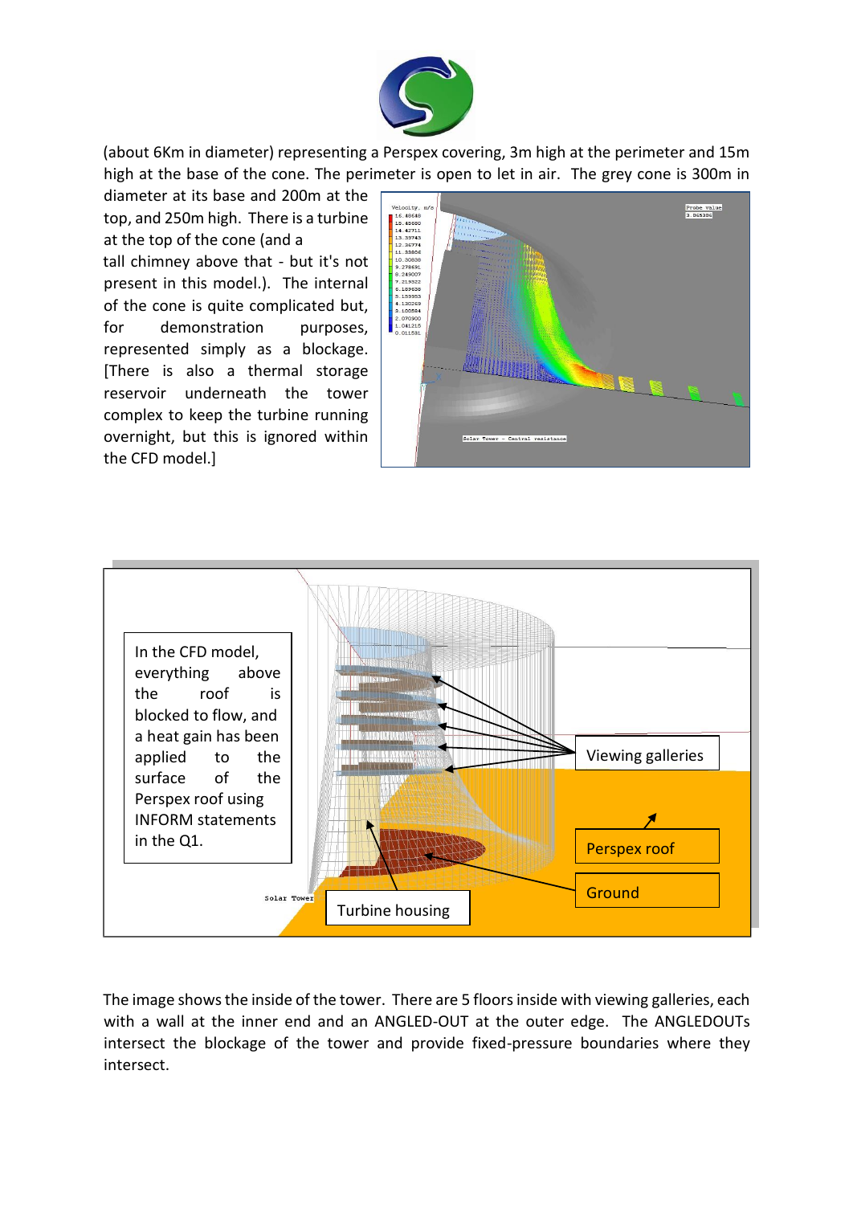(about 6Km in diameter) representing a Perspex covering, 3m high at the perimeter and 15m high at the base of the cone. The perimeter is open to let in air. The grey cone is 300m in diameter at its base and 200m at the top, and 250m high. There is a turbine at the top of the cone (and a tall chimney above that - but it's not present in this model.). The internal of the cone is quite complicated but, for demonstration purposes, represented simply as a blockage. [There is also a thermal storage reservoir underneath the tower complex to keep the turbine running overnight, but this is ignored within the CFD model.]

In the CFD model, everything above the roof is blocked to flow, and a heat gain has been applied to the surface of the Perspex roof using INFORM statements in the Q1.

The image shows the inside of the tower. There are 5 floors inside with viewing galleries, each with a wall at the inner end and an ANGLED-OUT at the outer edge. The ANGLEDOUTs intersect the blockage of the tower and provide fixed-pressure boundaries where they intersect.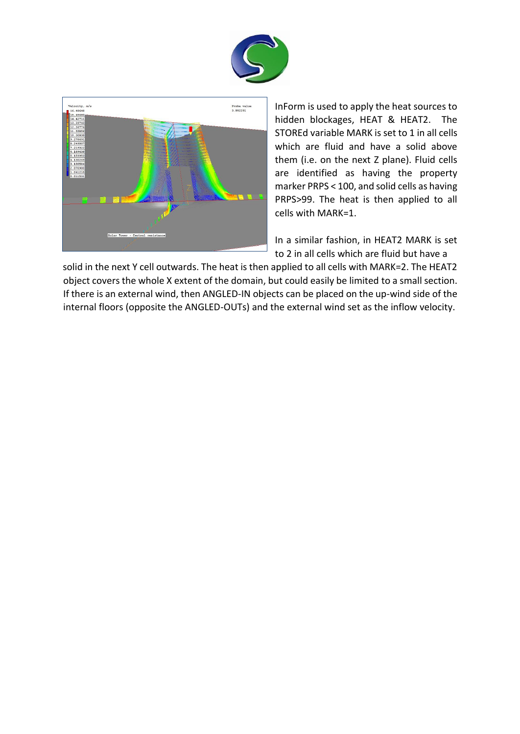InForm is used to apply the heat sources to hidden blockages, HEAT & HEAT2. The STOREd variable MARK is set to 1 in all cells which are fluid and have a solid above them (i.e. on the next Z plane). Fluid cells are identified as having the property marker PRPS < 100, and solid cells as having PRPS>99. The heat is then applied to all cells with MARK=1.

In a similar fashion, in HEAT2 MARK is set to 2 in all cells which are fluid but have a solid in the next Y cell outwards. The heat is then applied to all cells with MARK=2. The HEAT2 object covers the whole X extent of the domain, but could easily be limited to a small section. If there is an external wind, then ANGLED-IN objects can be placed on the up-wind side of the internal floors (opposite the ANGLED-OUTs) and the external wind set as the inflow velocity.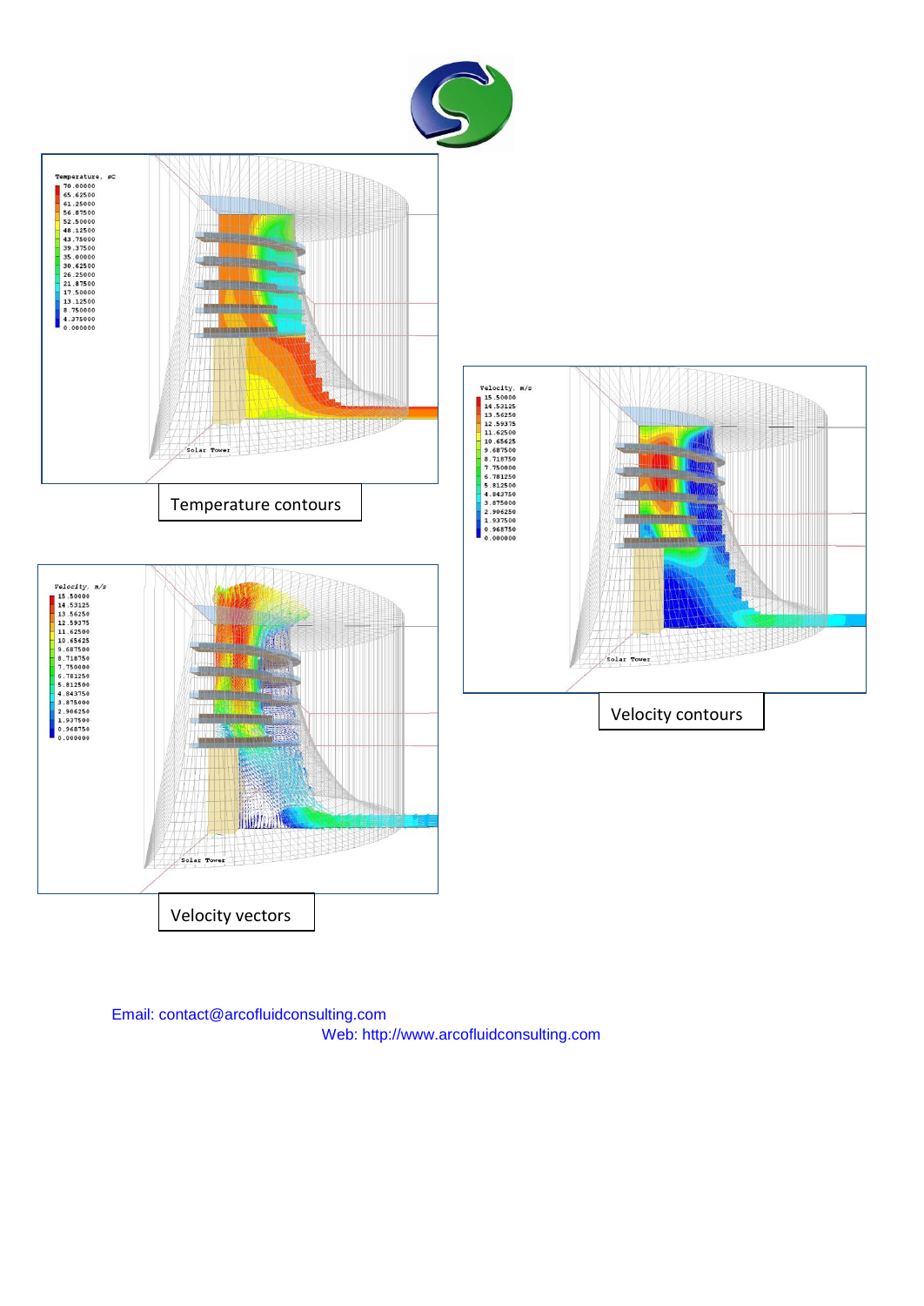Temperature, ºC
70.00000
65.62500
61.25000
56.87500
52.50000
48.12500
43.75000
39.37500
35.00000
30.62500
26.25000
21.87500
17.50000
13.12500
8.750000
4.375000
0.000000

Solar Tower

Temperature contours

Velocity, m/s
15.50000
14.53125
13.56250
12.59375
11.62500
10.65625
9.687500
8.718750
7.750000
6.781250
5.812500
4.843750
3.875000
2.906250
1.937500
0.968750
0.000000

Solar Tower

Velocity contours

Velocity, m/s
15.50000
14.53125
13.56250
12.59375
11.62500
10.65625
9.687500
8.718750
7.750000
6.781250
5.812500
4.843750
3.875000
2.906250
1.937500
0.968750
0.000000

Solar Tower

Velocity vectors

Email: contact@arcofluidconsulting.com

Web: http://www.arcofluidconsulting.com